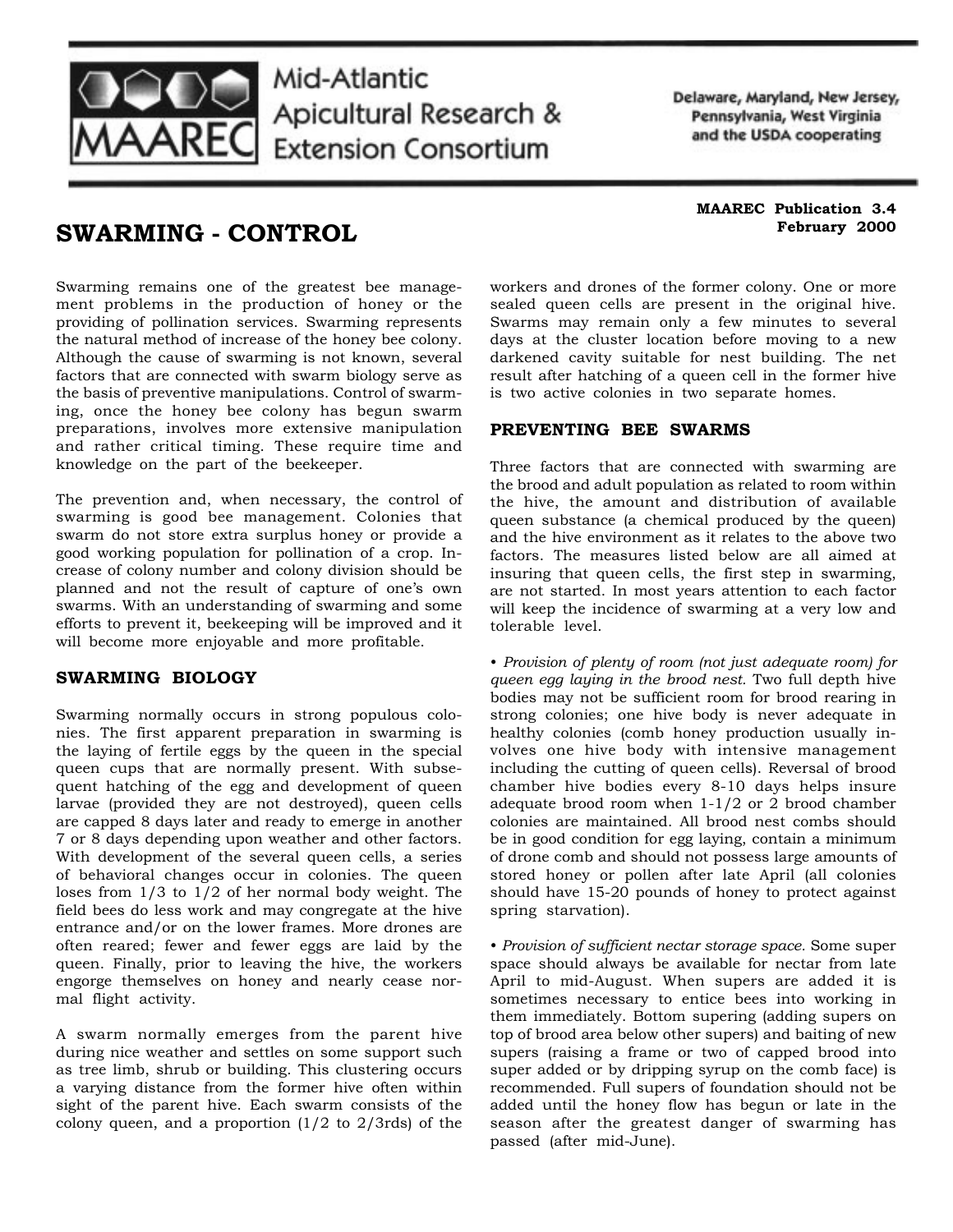Mid-Atlantic Apicultural Research & Extension Consortium

Delaware, Maryland, New Jersey, Pennsylvania, West Virginia and the USDA cooperating

**MAAREC Publication 3.4**
**February 2000**

# SWARMING - CONTROL

Swarming remains one of the greatest bee management problems in the production of honey or the providing of pollination services. Swarming represents the natural method of increase of the honey bee colony. Although the cause of swarming is not known, several factors that are connected with swarm biology serve as the basis of preventive manipulations. Control of swarming, once the honey bee colony has begun swarm preparations, involves more extensive manipulation and rather critical timing. These require time and knowledge on the part of the beekeeper.

The prevention and, when necessary, the control of swarming is good bee management. Colonies that swarm do not store extra surplus honey or provide a good working population for pollination of a crop. Increase of colony number and colony division should be planned and not the result of capture of one's own swarms. With an understanding of swarming and some efforts to prevent it, beekeeping will be improved and it will become more enjoyable and more profitable.

## SWARMING BIOLOGY

Swarming normally occurs in strong populous colonies. The first apparent preparation in swarming is the laying of fertile eggs by the queen in the special queen cups that are normally present. With subsequent hatching of the egg and development of queen larvae (provided they are not destroyed), queen cells are capped 8 days later and ready to emerge in another 7 or 8 days depending upon weather and other factors. With development of the several queen cells, a series of behavioral changes occur in colonies. The queen loses from 1/3 to 1/2 of her normal body weight. The field bees do less work and may congregate at the hive entrance and/or on the lower frames. More drones are often reared; fewer and fewer eggs are laid by the queen. Finally, prior to leaving the hive, the workers engorge themselves on honey and nearly cease normal flight activity.

A swarm normally emerges from the parent hive during nice weather and settles on some support such as tree limb, shrub or building. This clustering occurs a varying distance from the former hive often within sight of the parent hive. Each swarm consists of the colony queen, and a proportion (1/2 to 2/3rds) of the workers and drones of the former colony. One or more sealed queen cells are present in the original hive. Swarms may remain only a few minutes to several days at the cluster location before moving to a new darkened cavity suitable for nest building. The net result after hatching of a queen cell in the former hive is two active colonies in two separate homes.

## PREVENTING BEE SWARMS

Three factors that are connected with swarming are the brood and adult population as related to room within the hive, the amount and distribution of available queen substance (a chemical produced by the queen) and the hive environment as it relates to the above two factors. The measures listed below are all aimed at insuring that queen cells, the first step in swarming, are not started. In most years attention to each factor will keep the incidence of swarming at a very low and tolerable level.

• *Provision of plenty of room (not just adequate room) for queen egg laying in the brood nest.* Two full depth hive bodies may not be sufficient room for brood rearing in strong colonies; one hive body is never adequate in healthy colonies (comb honey production usually involves one hive body with intensive management including the cutting of queen cells). Reversal of brood chamber hive bodies every 8-10 days helps insure adequate brood room when 1-1/2 or 2 brood chamber colonies are maintained. All brood nest combs should be in good condition for egg laying, contain a minimum of drone comb and should not possess large amounts of stored honey or pollen after late April (all colonies should have 15-20 pounds of honey to protect against spring starvation).

• *Provision of sufficient nectar storage space.* Some super space should always be available for nectar from late April to mid-August. When supers are added it is sometimes necessary to entice bees into working in them immediately. Bottom supering (adding supers on top of brood area below other supers) and baiting of new supers (raising a frame or two of capped brood into super added or by dripping syrup on the comb face) is recommended. Full supers of foundation should not be added until the honey flow has begun or late in the season after the greatest danger of swarming has passed (after mid-June).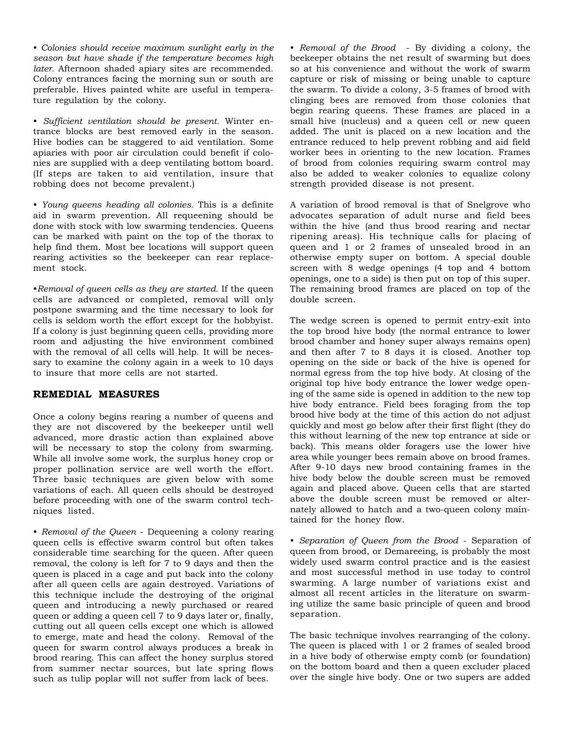• *Colonies should receive maximum sunlight early in the season but have shade if the temperature becomes high later.* Afternoon shaded apiary sites are recommended. Colony entrances facing the morning sun or south are preferable. Hives painted white are useful in temperature regulation by the colony.

• *Sufficient ventilation should be present.* Winter entrance blocks are best removed early in the season. Hive bodies can be staggered to aid ventilation. Some apiaries with poor air circulation could benefit if colonies are supplied with a deep ventilating bottom board. (If steps are taken to aid ventilation, insure that robbing does not become prevalent.)

• *Young queens heading all colonies.* This is a definite aid in swarm prevention. All requeening should be done with stock with low swarming tendencies. Queens can be marked with paint on the top of the thorax to help find them. Most bee locations will support queen rearing activities so the beekeeper can rear replacement stock.

•*Removal of queen cells as they are started.* If the queen cells are advanced or completed, removal will only postpone swarming and the time necessary to look for cells is seldom worth the effort except for the hobbyist. If a colony is just beginning queen cells, providing more room and adjusting the hive environment combined with the removal of all cells will help. It will be necessary to examine the colony again in a week to 10 days to insure that more cells are not started.

## REMEDIAL MEASURES

Once a colony begins rearing a number of queens and they are not discovered by the beekeeper until well advanced, more drastic action than explained above will be necessary to stop the colony from swarming. While all involve some work, the surplus honey crop or proper pollination service are well worth the effort. Three basic techniques are given below with some variations of each. All queen cells should be destroyed before proceeding with one of the swarm control techniques listed.

• *Removal of the Queen* - Dequeening a colony rearing queen cells is effective swarm control but often takes considerable time searching for the queen. After queen removal, the colony is left for 7 to 9 days and then the queen is placed in a cage and put back into the colony after all queen cells are again destroyed. Variations of this technique include the destroying of the original queen and introducing a newly purchased or reared queen or adding a queen cell 7 to 9 days later or, finally, cutting out all queen cells except one which is allowed to emerge, mate and head the colony. Removal of the queen for swarm control always produces a break in brood rearing. This can affect the honey surplus stored from summer nectar sources, but late spring flows such as tulip poplar will not suffer from lack of bees.

• *Removal of the Brood* - By dividing a colony, the beekeeper obtains the net result of swarming but does so at his convenience and without the work of swarm capture or risk of missing or being unable to capture the swarm. To divide a colony, 3-5 frames of brood with clinging bees are removed from those colonies that begin rearing queens. These frames are placed in a small hive (nucleus) and a queen cell or new queen added. The unit is placed on a new location and the entrance reduced to help prevent robbing and aid field worker bees in orienting to the new location. Frames of brood from colonies requiring swarm control may also be added to weaker colonies to equalize colony strength provided disease is not present.

A variation of brood removal is that of Snelgrove who advocates separation of adult nurse and field bees within the hive (and thus brood rearing and nectar ripening areas). His technique calls for placing of queen and 1 or 2 frames of unsealed brood in an otherwise empty super on bottom. A special double screen with 8 wedge openings (4 top and 4 bottom openings, one to a side) is then put on top of this super. The remaining brood frames are placed on top of the double screen.

The wedge screen is opened to permit entry-exit into the top brood hive body (the normal entrance to lower brood chamber and honey super always remains open) and then after 7 to 8 days it is closed. Another top opening on the side or back of the hive is opened for normal egress from the top hive body. At closing of the original top hive body entrance the lower wedge opening of the same side is opened in addition to the new top hive body entrance. Field bees foraging from the top brood hive body at the time of this action do not adjust quickly and most go below after their first flight (they do this without learning of the new top entrance at side or back). This means older foragers use the lower hive area while younger bees remain above on brood frames. After 9-10 days new brood containing frames in the hive body below the double screen must be removed again and placed above. Queen cells that are started above the double screen must be removed or alternately allowed to hatch and a two-queen colony maintained for the honey flow.

• *Separation of Queen from the Brood* - Separation of queen from brood, or Demareeing, is probably the most widely used swarm control practice and is the easiest and most successful method in use today to control swarming. A large number of variations exist and almost all recent articles in the literature on swarming utilize the same basic principle of queen and brood separation.

The basic technique involves rearranging of the colony. The queen is placed with 1 or 2 frames of sealed brood in a hive body of otherwise empty comb (or foundation) on the bottom board and then a queen excluder placed over the single hive body. One or two supers are added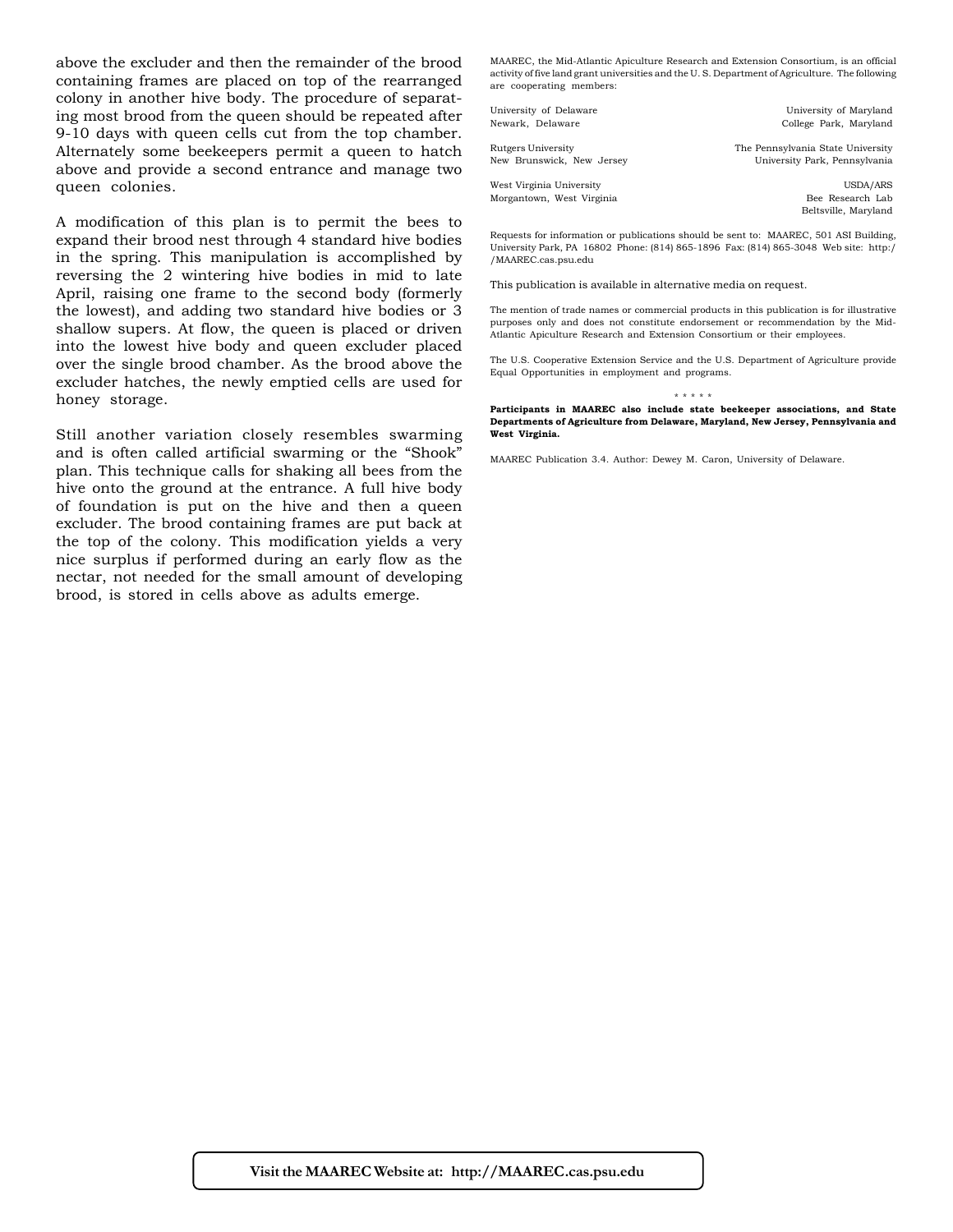above the excluder and then the remainder of the brood containing frames are placed on top of the rearranged colony in another hive body. The procedure of separating most brood from the queen should be repeated after 9-10 days with queen cells cut from the top chamber. Alternately some beekeepers permit a queen to hatch above and provide a second entrance and manage two queen colonies.

A modification of this plan is to permit the bees to expand their brood nest through 4 standard hive bodies in the spring. This manipulation is accomplished by reversing the 2 wintering hive bodies in mid to late April, raising one frame to the second body (formerly the lowest), and adding two standard hive bodies or 3 shallow supers. At flow, the queen is placed or driven into the lowest hive body and queen excluder placed over the single brood chamber. As the brood above the excluder hatches, the newly emptied cells are used for honey storage.

Still another variation closely resembles swarming and is often called artificial swarming or the "Shook" plan. This technique calls for shaking all bees from the hive onto the ground at the entrance. A full hive body of foundation is put on the hive and then a queen excluder. The brood containing frames are put back at the top of the colony. This modification yields a very nice surplus if performed during an early flow as the nectar, not needed for the small amount of developing brood, is stored in cells above as adults emerge.

MAAREC, the Mid-Atlantic Apiculture Research and Extension Consortium, is an official activity of five land grant universities and the U. S. Department of Agriculture. The following are cooperating members:

| | |
|---|---|
| University of Delaware<br>Newark, Delaware | University of Maryland<br>College Park, Maryland |
| Rutgers University<br>New Brunswick, New Jersey | The Pennsylvania State University<br>University Park, Pennsylvania |
| West Virginia University<br>Morgantown, West Virginia | USDA/ARS<br>Bee Research Lab<br>Beltsville, Maryland |

Requests for information or publications should be sent to: MAAREC, 501 ASI Building, University Park, PA 16802 Phone: (814) 865-1896 Fax: (814) 865-3048 Web site: http://MAAREC.cas.psu.edu

This publication is available in alternative media on request.

The mention of trade names or commercial products in this publication is for illustrative purposes only and does not constitute endorsement or recommendation by the Mid-Atlantic Apiculture Research and Extension Consortium or their employees.

The U.S. Cooperative Extension Service and the U.S. Department of Agriculture provide Equal Opportunities in employment and programs.

\* \* \* \* \*

**Participants in MAAREC also include state beekeeper associations, and State Departments of Agriculture from Delaware, Maryland, New Jersey, Pennsylvania and West Virginia.**

MAAREC Publication 3.4. Author: Dewey M. Caron, University of Delaware.

**Visit the MAAREC Website at: http://MAAREC.cas.psu.edu**